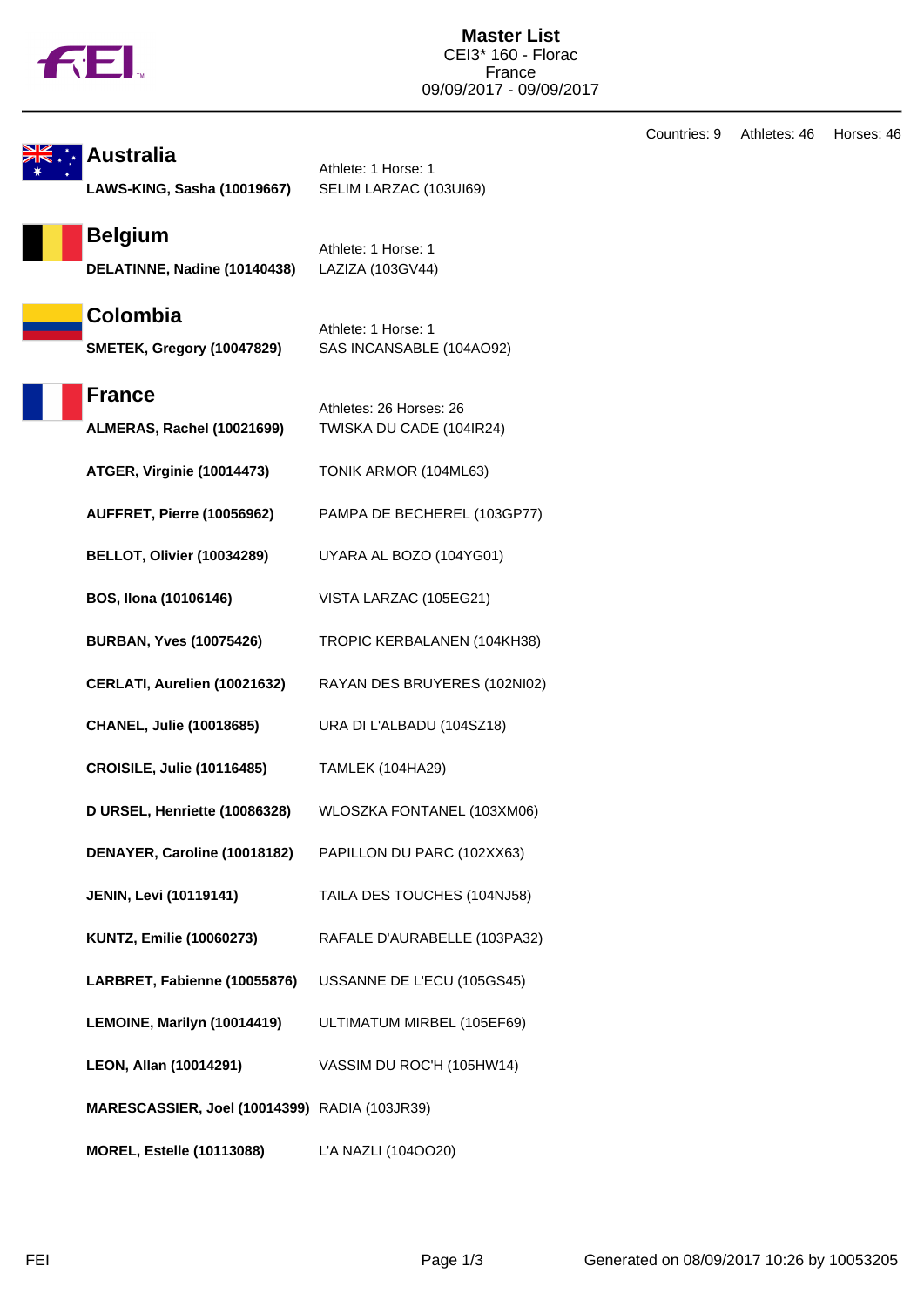# Master List

CEI3* 160 - Florac
France
09/09/2017 - 09/09/2017

Countries: 9 Athletes: 46 Horses: 46

## Australia

Athlete: 1 Horse: 1

| | |
|---|---|
| **LAWS-KING, Sasha (10019667)** | SELIM LARZAC (103UI69) |

## Belgium

Athlete: 1 Horse: 1

| | |
|---|---|
| **DELATINNE, Nadine (10140438)** | LAZIZA (103GV44) |

## Colombia

Athlete: 1 Horse: 1

| | |
|---|---|
| **SMETEK, Gregory (10047829)** | SAS INCANSABLE (104AO92) |

## France

Athletes: 26 Horses: 26

| | |
|---|---|
| **ALMERAS, Rachel (10021699)** | TWISKA DU CADE (104IR24) |
| **ATGER, Virginie (10014473)** | TONIK ARMOR (104ML63) |
| **AUFFRET, Pierre (10056962)** | PAMPA DE BECHEREL (103GP77) |
| **BELLOT, Olivier (10034289)** | UYARA AL BOZO (104YG01) |
| **BOS, Ilona (10106146)** | VISTA LARZAC (105EG21) |
| **BURBAN, Yves (10075426)** | TROPIC KERBALANEN (104KH38) |
| **CERLATI, Aurelien (10021632)** | RAYAN DES BRUYERES (102NI02) |
| **CHANEL, Julie (10018685)** | URA DI L'ALBADU (104SZ18) |
| **CROISILE, Julie (10116485)** | TAMLEK (104HA29) |
| **D URSEL, Henriette (10086328)** | WLOSZKA FONTANEL (103XM06) |
| **DENAYER, Caroline (10018182)** | PAPILLON DU PARC (102XX63) |
| **JENIN, Levi (10119141)** | TAILA DES TOUCHES (104NJ58) |
| **KUNTZ, Emilie (10060273)** | RAFALE D'AURABELLE (103PA32) |
| **LARBRET, Fabienne (10055876)** | USSANNE DE L'ECU (105GS45) |
| **LEMOINE, Marilyn (10014419)** | ULTIMATUM MIRBEL (105EF69) |
| **LEON, Allan (10014291)** | VASSIM DU ROC'H (105HW14) |
| **MARESCASSIER, Joel (10014399)** | RADIA (103JR39) |
| **MOREL, Estelle (10113088)** | L'A NAZLI (104OO20) |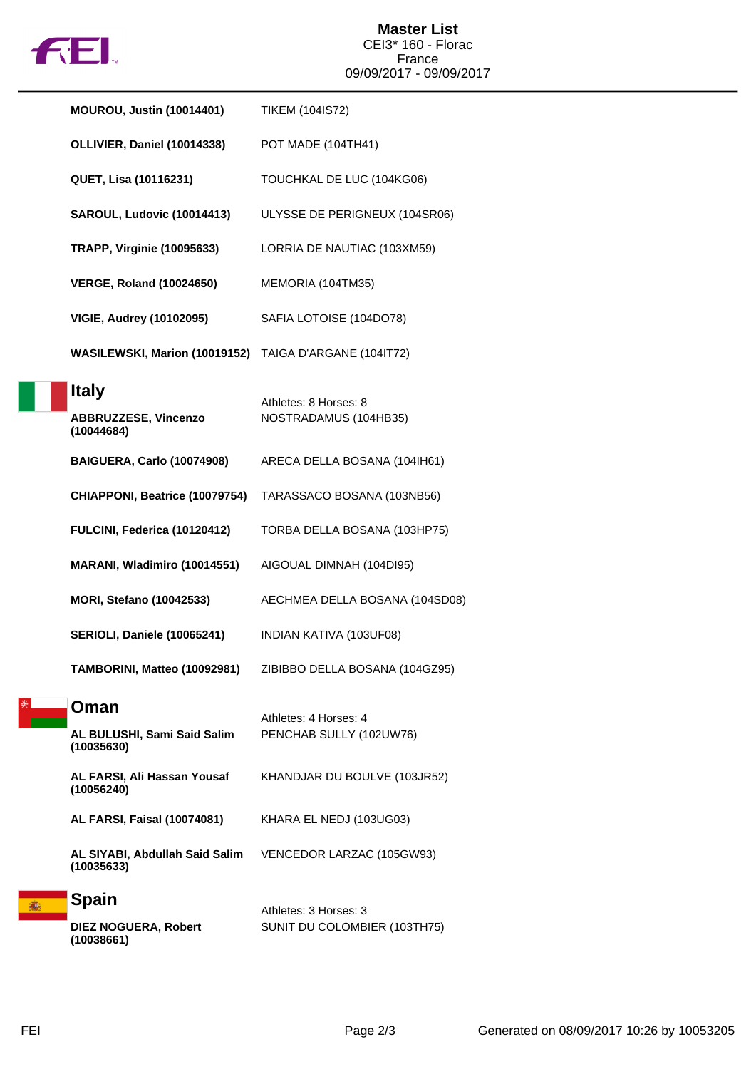| Athlete | Horse |
|---|---|
| **MOUROU, Justin (10014401)** | TIKEM (104IS72) |
| **OLLIVIER, Daniel (10014338)** | POT MADE (104TH41) |
| **QUET, Lisa (10116231)** | TOUCHKAL DE LUC (104KG06) |
| **SAROUL, Ludovic (10014413)** | ULYSSE DE PERIGNEUX (104SR06) |
| **TRAPP, Virginie (10095633)** | LORRIA DE NAUTIAC (103XM59) |
| **VERGE, Roland (10024650)** | MEMORIA (104TM35) |
| **VIGIE, Audrey (10102095)** | SAFIA LOTOISE (104DO78) |
| **WASILEWSKI, Marion (10019152)** | TAIGA D'ARGANE (104IT72) |

## Italy

Athletes: 8 Horses: 8

| Athlete | Horse |
|---|---|
| **ABBRUZZESE, Vincenzo (10044684)** | NOSTRADAMUS (104HB35) |
| **BAIGUERA, Carlo (10074908)** | ARECA DELLA BOSANA (104IH61) |
| **CHIAPPONI, Beatrice (10079754)** | TARASSACO BOSANA (103NB56) |
| **FULCINI, Federica (10120412)** | TORBA DELLA BOSANA (103HP75) |
| **MARANI, Wladimiro (10014551)** | AIGOUAL DIMNAH (104DI95) |
| **MORI, Stefano (10042533)** | AECHMEA DELLA BOSANA (104SD08) |
| **SERIOLI, Daniele (10065241)** | INDIAN KATIVA (103UF08) |
| **TAMBORINI, Matteo (10092981)** | ZIBIBBO DELLA BOSANA (104GZ95) |

## Oman

Athletes: 4 Horses: 4

| Athlete | Horse |
|---|---|
| **AL BULUSHI, Sami Said Salim (10035630)** | PENCHAB SULLY (102UW76) |
| **AL FARSI, Ali Hassan Yousaf (10056240)** | KHANDJAR DU BOULVE (103JR52) |
| **AL FARSI, Faisal (10074081)** | KHARA EL NEDJ (103UG03) |
| **AL SIYABI, Abdullah Said Salim (10035633)** | VENCEDOR LARZAC (105GW93) |

## Spain

Athletes: 3 Horses: 3

| Athlete | Horse |
|---|---|
| **DIEZ NOGUERA, Robert (10038661)** | SUNIT DU COLOMBIER (103TH75) |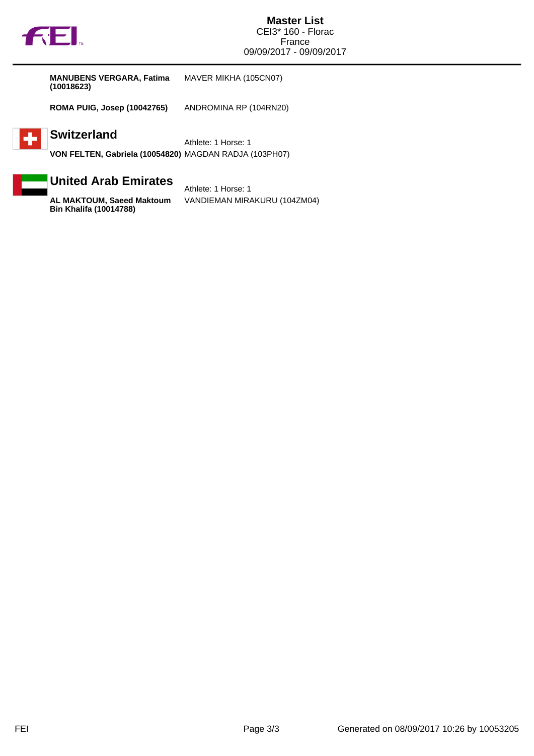**Master List**
CEI3* 160 - Florac
France
09/09/2017 - 09/09/2017

| | |
|---|---|
| **MANUBENS VERGARA, Fatima (10018623)** | MAVER MIKHA (105CN07) |
| **ROMA PUIG, Josep (10042765)** | ANDROMINA RP (104RN20) |

## Switzerland

Athlete: 1 Horse: 1

| | |
|---|---|
| **VON FELTEN, Gabriela (10054820)** | MAGDAN RADJA (103PH07) |

## United Arab Emirates

Athlete: 1 Horse: 1

| | |
|---|---|
| **AL MAKTOUM, Saeed Maktoum Bin Khalifa (10014788)** | VANDIEMAN MIRAKURU (104ZM04) |

Generated on 08/09/2017 10:26 by 10053205